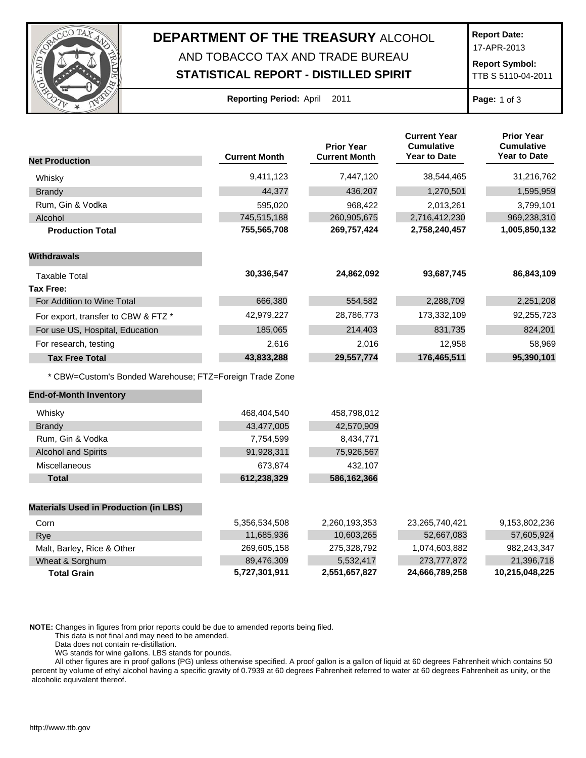# DEPARTMENT OF THE TREASURY ALCOHOL AND TOBACCO TAX AND TRADE BUREAU

## STATISTICAL REPORT - DISTILLED SPIRIT

**Report Date:** 17-APR-2013

**Report Symbol:** TTB S 5110-04-2011

**Reporting Period:** April 2011

| Net Production | Current Month | Prior Year Current Month | Current Year Cumulative Year to Date | Prior Year Cumulative Year to Date |
|---|---|---|---|---|
| Whisky | 9,411,123 | 7,447,120 | 38,544,465 | 31,216,762 |
| Brandy | 44,377 | 436,207 | 1,270,501 | 1,595,959 |
| Rum, Gin & Vodka | 595,020 | 968,422 | 2,013,261 | 3,799,101 |
| Alcohol | 745,515,188 | 260,905,675 | 2,716,412,230 | 969,238,310 |
| **Production Total** | **755,565,708** | **269,757,424** | **2,758,240,457** | **1,005,850,132** |

| Withdrawals | Current Month | Prior Year Current Month | Current Year Cumulative Year to Date | Prior Year Cumulative Year to Date |
|---|---|---|---|---|
| Taxable Total | **30,336,547** | **24,862,092** | **93,687,745** | **86,843,109** |
| **Tax Free:** | | | | |
| For Addition to Wine Total | 666,380 | 554,582 | 2,288,709 | 2,251,208 |
| For export, transfer to CBW & FTZ * | 42,979,227 | 28,786,773 | 173,332,109 | 92,255,723 |
| For use US, Hospital, Education | 185,065 | 214,403 | 831,735 | 824,201 |
| For research, testing | 2,616 | 2,016 | 12,958 | 58,969 |
| **Tax Free Total** | **43,833,288** | **29,557,774** | **176,465,511** | **95,390,101** |

* CBW=Custom's Bonded Warehouse; FTZ=Foreign Trade Zone

| End-of-Month Inventory | Current Month | Prior Year Current Month |
|---|---|---|
| Whisky | 468,404,540 | 458,798,012 |
| Brandy | 43,477,005 | 42,570,909 |
| Rum, Gin & Vodka | 7,754,599 | 8,434,771 |
| Alcohol and Spirits | 91,928,311 | 75,926,567 |
| Miscellaneous | 673,874 | 432,107 |
| **Total** | **612,238,329** | **586,162,366** |

| Materials Used in Production (in LBS) | Current Month | Prior Year Current Month | Current Year Cumulative Year to Date | Prior Year Cumulative Year to Date |
|---|---|---|---|---|
| Corn | 5,356,534,508 | 2,260,193,353 | 23,265,740,421 | 9,153,802,236 |
| Rye | 11,685,936 | 10,603,265 | 52,667,083 | 57,605,924 |
| Malt, Barley, Rice & Other | 269,605,158 | 275,328,792 | 1,074,603,882 | 982,243,347 |
| Wheat & Sorghum | 89,476,309 | 5,532,417 | 273,777,872 | 21,396,718 |
| **Total Grain** | **5,727,301,911** | **2,551,657,827** | **24,666,789,258** | **10,215,048,225** |

**NOTE:** Changes in figures from prior reports could be due to amended reports being filed.
This data is not final and may need to be amended.
Data does not contain re-distillation.
WG stands for wine gallons. LBS stands for pounds.
All other figures are in proof gallons (PG) unless otherwise specified. A proof gallon is a gallon of liquid at 60 degrees Fahrenheit which contains 50 percent by volume of ethyl alcohol having a specific gravity of 0.7939 at 60 degrees Fahrenheit referred to water at 60 degrees Fahrenheit as unity, or the alcoholic equivalent thereof.

http://www.ttb.gov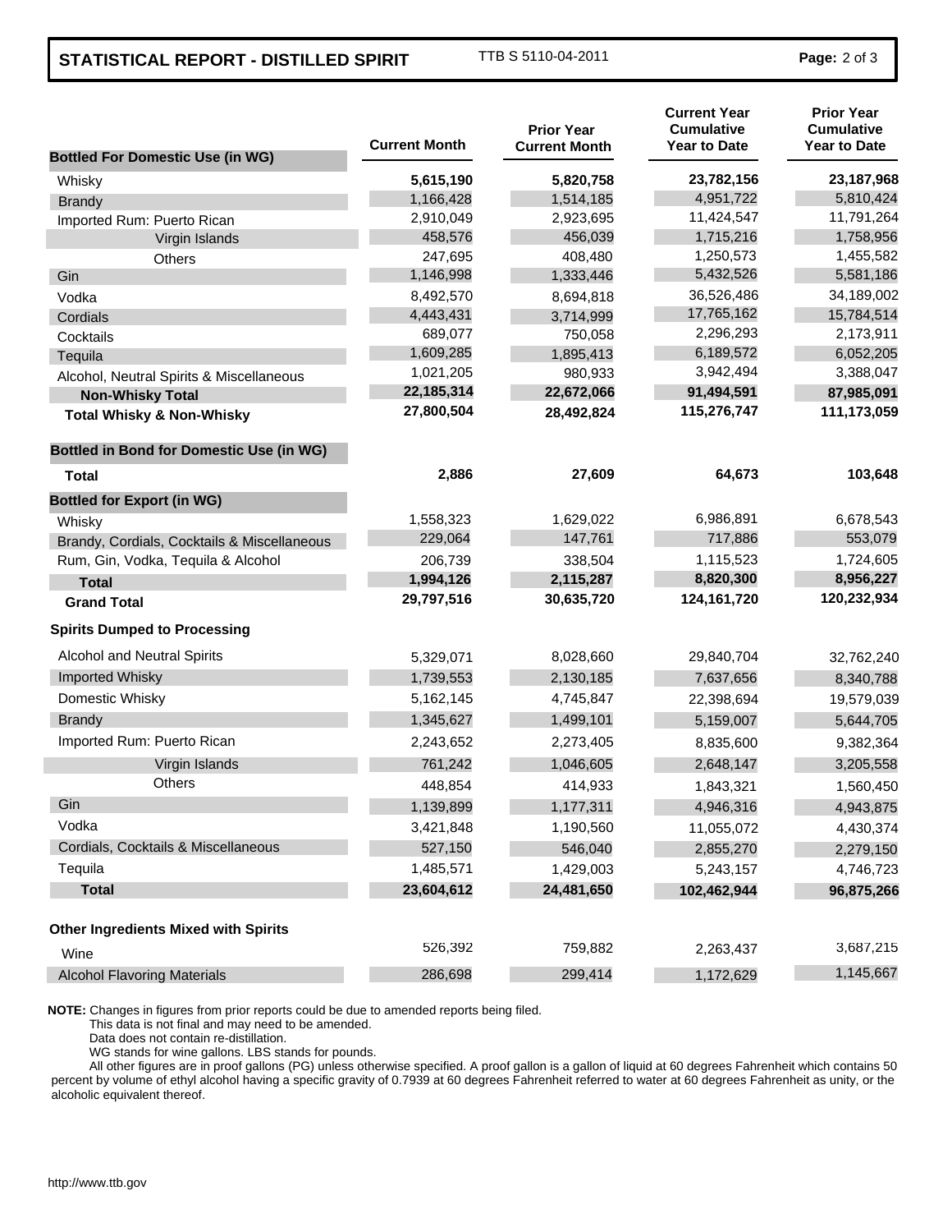# STATISTICAL REPORT - DISTILLED SPIRIT

TTB S 5110-04-2011

| | Current Month | Prior Year Current Month | Current Year Cumulative Year to Date | Prior Year Cumulative Year to Date |
|---|---|---|---|---|
| **Bottled For Domestic Use (in WG)** | | | | |
| Whisky | **5,615,190** | **5,820,758** | **23,782,156** | **23,187,968** |
| Brandy | 1,166,428 | 1,514,185 | 4,951,722 | 5,810,424 |
| Imported Rum: Puerto Rican | 2,910,049 | 2,923,695 | 11,424,547 | 11,791,264 |
| Virgin Islands | 458,576 | 456,039 | 1,715,216 | 1,758,956 |
| Others | 247,695 | 408,480 | 1,250,573 | 1,455,582 |
| Gin | 1,146,998 | 1,333,446 | 5,432,526 | 5,581,186 |
| Vodka | 8,492,570 | 8,694,818 | 36,526,486 | 34,189,002 |
| Cordials | 4,443,431 | 3,714,999 | 17,765,162 | 15,784,514 |
| Cocktails | 689,077 | 750,058 | 2,296,293 | 2,173,911 |
| Tequila | 1,609,285 | 1,895,413 | 6,189,572 | 6,052,205 |
| Alcohol, Neutral Spirits & Miscellaneous | 1,021,205 | 980,933 | 3,942,494 | 3,388,047 |
| **Non-Whisky Total** | **22,185,314** | **22,672,066** | **91,494,591** | **87,985,091** |
| **Total Whisky & Non-Whisky** | **27,800,504** | **28,492,824** | **115,276,747** | **111,173,059** |
| **Bottled in Bond for Domestic Use (in WG)** | | | | |
| **Total** | **2,886** | **27,609** | **64,673** | **103,648** |
| **Bottled for Export (in WG)** | | | | |
| Whisky | 1,558,323 | 1,629,022 | 6,986,891 | 6,678,543 |
| Brandy, Cordials, Cocktails & Miscellaneous | 229,064 | 147,761 | 717,886 | 553,079 |
| Rum, Gin, Vodka, Tequila & Alcohol | 206,739 | 338,504 | 1,115,523 | 1,724,605 |
| **Total** | **1,994,126** | **2,115,287** | **8,820,300** | **8,956,227** |
| **Grand Total** | **29,797,516** | **30,635,720** | **124,161,720** | **120,232,934** |
| **Spirits Dumped to Processing** | | | | |
| Alcohol and Neutral Spirits | 5,329,071 | 8,028,660 | 29,840,704 | 32,762,240 |
| Imported Whisky | 1,739,553 | 2,130,185 | 7,637,656 | 8,340,788 |
| Domestic Whisky | 5,162,145 | 4,745,847 | 22,398,694 | 19,579,039 |
| Brandy | 1,345,627 | 1,499,101 | 5,159,007 | 5,644,705 |
| Imported Rum: Puerto Rican | 2,243,652 | 2,273,405 | 8,835,600 | 9,382,364 |
| Virgin Islands | 761,242 | 1,046,605 | 2,648,147 | 3,205,558 |
| Others | 448,854 | 414,933 | 1,843,321 | 1,560,450 |
| Gin | 1,139,899 | 1,177,311 | 4,946,316 | 4,943,875 |
| Vodka | 3,421,848 | 1,190,560 | 11,055,072 | 4,430,374 |
| Cordials, Cocktails & Miscellaneous | 527,150 | 546,040 | 2,855,270 | 2,279,150 |
| Tequila | 1,485,571 | 1,429,003 | 5,243,157 | 4,746,723 |
| **Total** | **23,604,612** | **24,481,650** | **102,462,944** | **96,875,266** |
| **Other Ingredients Mixed with Spirits** | | | | |
| Wine | 526,392 | 759,882 | 2,263,437 | 3,687,215 |
| Alcohol Flavoring Materials | 286,698 | 299,414 | 1,172,629 | 1,145,667 |

**NOTE:** Changes in figures from prior reports could be due to amended reports being filed.
This data is not final and may need to be amended.
Data does not contain re-distillation.
WG stands for wine gallons. LBS stands for pounds.
All other figures are in proof gallons (PG) unless otherwise specified. A proof gallon is a gallon of liquid at 60 degrees Fahrenheit which contains 50 percent by volume of ethyl alcohol having a specific gravity of 0.7939 at 60 degrees Fahrenheit referred to water at 60 degrees Fahrenheit as unity, or the alcoholic equivalent thereof.

http://www.ttb.gov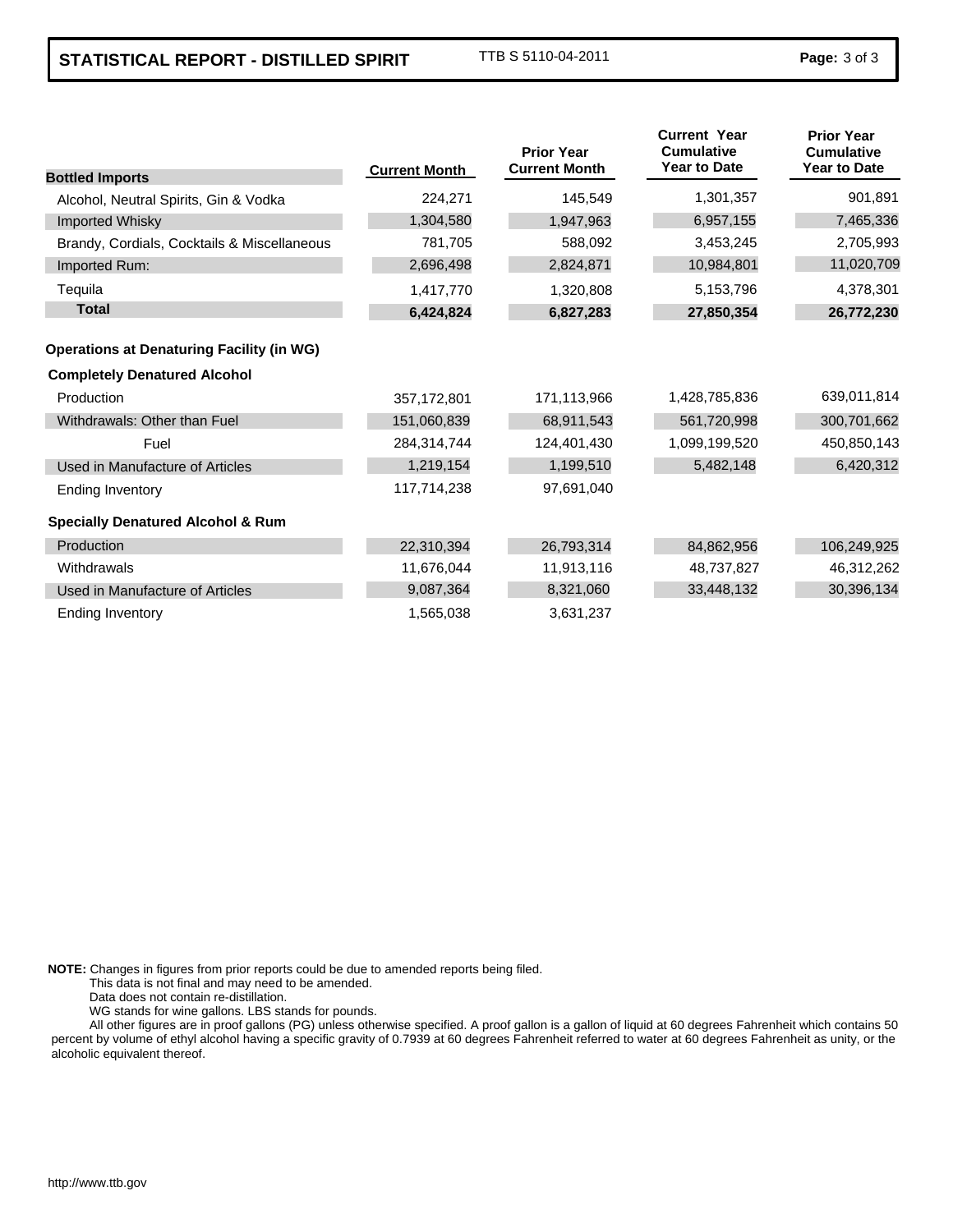## STATISTICAL REPORT - DISTILLED SPIRIT

TTB S 5110-04-2011

| Bottled Imports | Current Month | Prior Year Current Month | Current Year Cumulative Year to Date | Prior Year Cumulative Year to Date |
|---|---|---|---|---|
| Alcohol, Neutral Spirits, Gin & Vodka | 224,271 | 145,549 | 1,301,357 | 901,891 |
| Imported Whisky | 1,304,580 | 1,947,963 | 6,957,155 | 7,465,336 |
| Brandy, Cordials, Cocktails & Miscellaneous | 781,705 | 588,092 | 3,453,245 | 2,705,993 |
| Imported Rum: | 2,696,498 | 2,824,871 | 10,984,801 | 11,020,709 |
| Tequila | 1,417,770 | 1,320,808 | 5,153,796 | 4,378,301 |
| **Total** | **6,424,824** | **6,827,283** | **27,850,354** | **26,772,230** |
| **Operations at Denaturing Facility (in WG)** | | | | |
| **Completely Denatured Alcohol** | | | | |
| Production | 357,172,801 | 171,113,966 | 1,428,785,836 | 639,011,814 |
| Withdrawals: Other than Fuel | 151,060,839 | 68,911,543 | 561,720,998 | 300,701,662 |
| Fuel | 284,314,744 | 124,401,430 | 1,099,199,520 | 450,850,143 |
| Used in Manufacture of Articles | 1,219,154 | 1,199,510 | 5,482,148 | 6,420,312 |
| Ending Inventory | 117,714,238 | 97,691,040 | | |
| **Specially Denatured Alcohol & Rum** | | | | |
| Production | 22,310,394 | 26,793,314 | 84,862,956 | 106,249,925 |
| Withdrawals | 11,676,044 | 11,913,116 | 48,737,827 | 46,312,262 |
| Used in Manufacture of Articles | 9,087,364 | 8,321,060 | 33,448,132 | 30,396,134 |
| Ending Inventory | 1,565,038 | 3,631,237 | | |

**NOTE:** Changes in figures from prior reports could be due to amended reports being filed.
This data is not final and may need to be amended.
Data does not contain re-distillation.
WG stands for wine gallons. LBS stands for pounds.
All other figures are in proof gallons (PG) unless otherwise specified. A proof gallon is a gallon of liquid at 60 degrees Fahrenheit which contains 50 percent by volume of ethyl alcohol having a specific gravity of 0.7939 at 60 degrees Fahrenheit referred to water at 60 degrees Fahrenheit as unity, or the alcoholic equivalent thereof.

http://www.ttb.gov